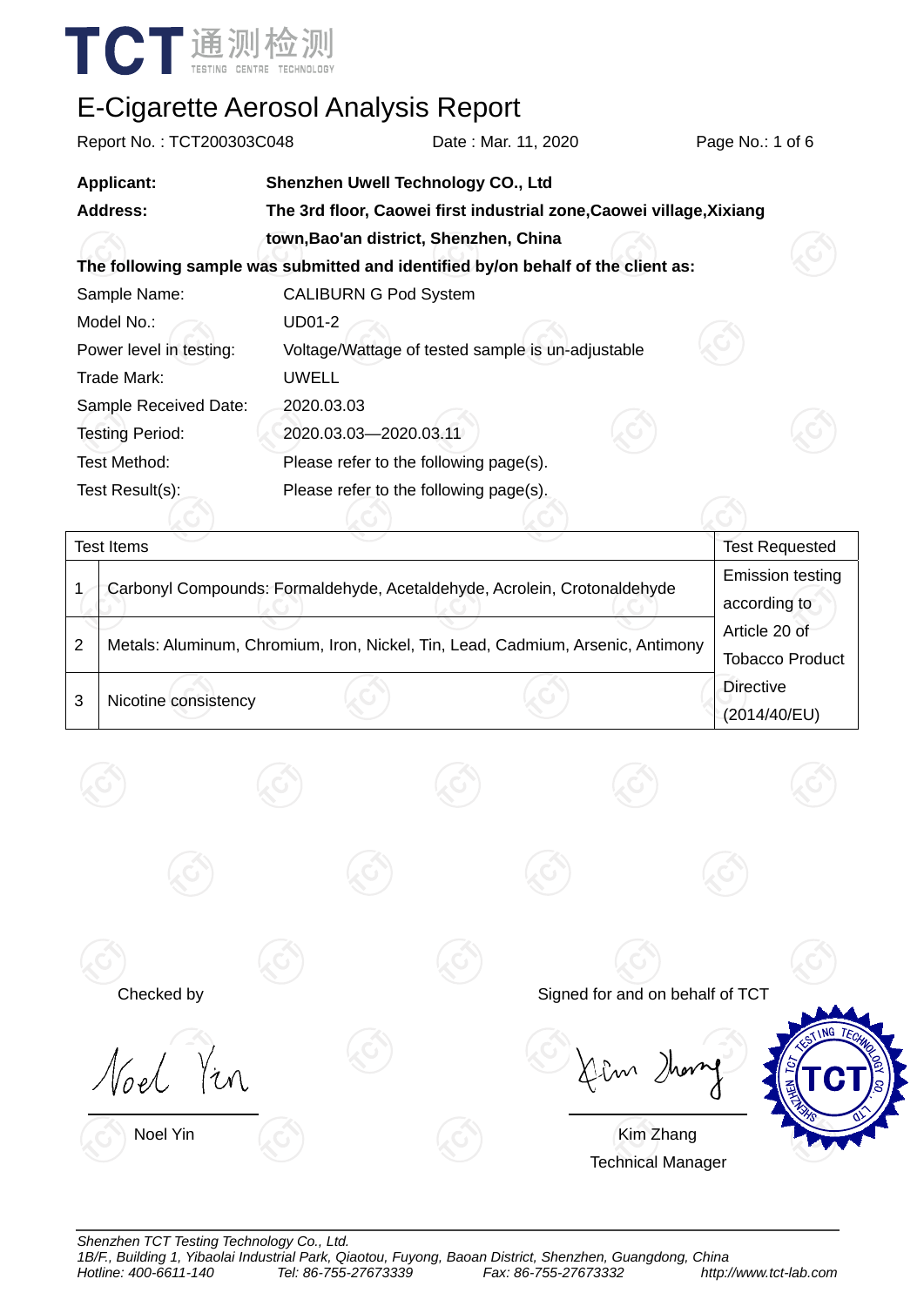# E-Cigarette Aerosol Analysis Report

Report No. : TCT200303C048 Date : Mar. 11, 2020

**Applicant:** **Shenzhen Uwell Technology CO., Ltd**

**Address:** **The 3rd floor, Caowei first industrial zone,Caowei village,Xixiang town,Bao'an district, Shenzhen, China**

**The following sample was submitted and identified by/on behalf of the client as:**

Sample Name: CALIBURN G Pod System

Model No.: UD01-2

Power level in testing: Voltage/Wattage of tested sample is un-adjustable

Trade Mark: UWELL

Sample Received Date: 2020.03.03

Testing Period: 2020.03.03—2020.03.11

Test Method: Please refer to the following page(s).

Test Result(s): Please refer to the following page(s).

| Test Items | | Test Requested |
|---|---|---|
| 1 | Carbonyl Compounds: Formaldehyde, Acetaldehyde, Acrolein, Crotonaldehyde | Emission testing according to Article 20 of Tobacco Product Directive (2014/40/EU) |
| 2 | Metals: Aluminum, Chromium, Iron, Nickel, Tin, Lead, Cadmium, Arsenic, Antimony | |
| 3 | Nicotine consistency | |

Checked by

Noel Yin

Signed for and on behalf of TCT

Kim Zhang
Technical Manager

*Shenzhen TCT Testing Technology Co., Ltd.*
*1B/F., Building 1, Yibaolai Industrial Park, Qiaotou, Fuyong, Baoan District, Shenzhen, Guangdong, China*
*Hotline: 400-6611-140 Tel: 86-755-27673339 Fax: 86-755-27673332 http://www.tct-lab.com*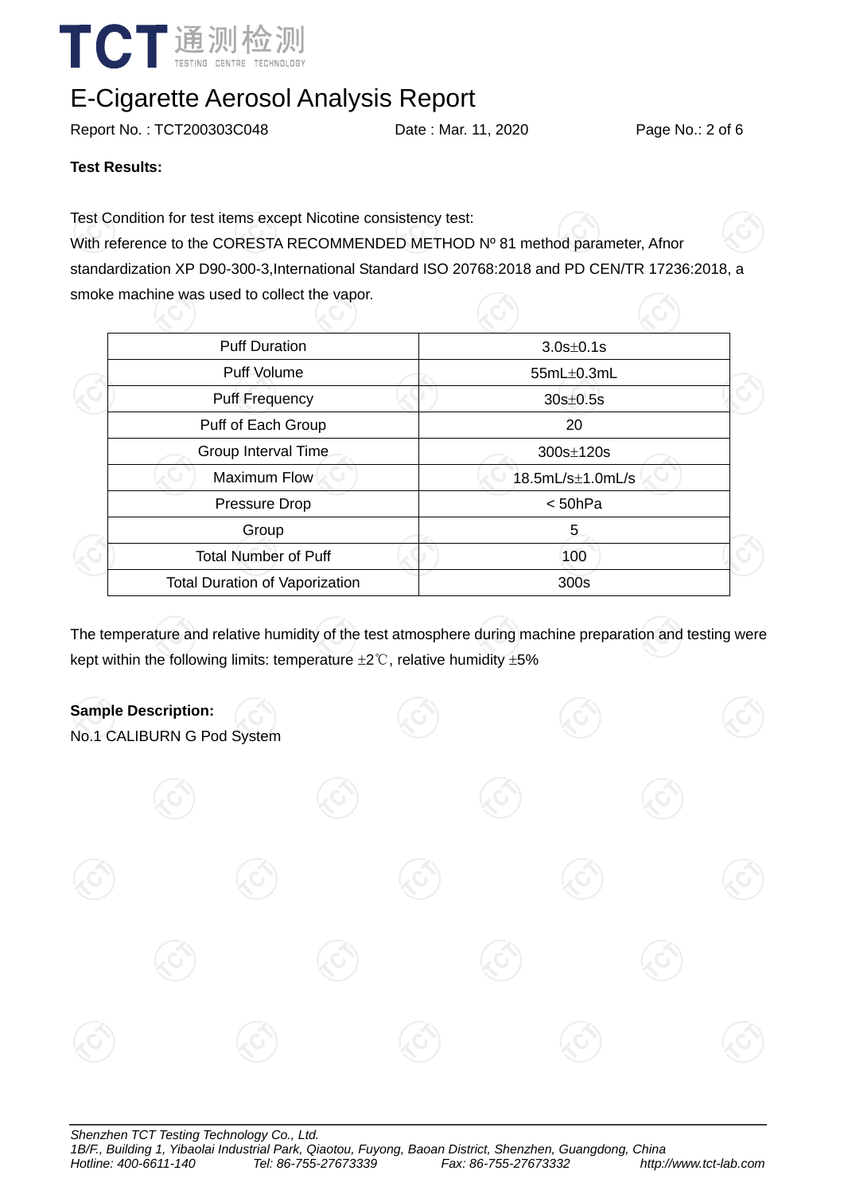# E-Cigarette Aerosol Analysis Report

Report No. : TCT200303C048 Date : Mar. 11, 2020

**Test Results:**

Test Condition for test items except Nicotine consistency test:
With reference to the CORESTA RECOMMENDED METHOD Nº 81 method parameter, Afnor standardization XP D90-300-3,International Standard ISO 20768:2018 and PD CEN/TR 17236:2018, a smoke machine was used to collect the vapor.

| Puff Duration | 3.0s±0.1s |
|---|---|
| Puff Volume | 55mL±0.3mL |
| Puff Frequency | 30s±0.5s |
| Puff of Each Group | 20 |
| Group Interval Time | 300s±120s |
| Maximum Flow | 18.5mL/s±1.0mL/s |
| Pressure Drop | < 50hPa |
| Group | 5 |
| Total Number of Puff | 100 |
| Total Duration of Vaporization | 300s |

The temperature and relative humidity of the test atmosphere during machine preparation and testing were kept within the following limits: temperature ±2℃, relative humidity ±5%

**Sample Description:**
No.1 CALIBURN G Pod System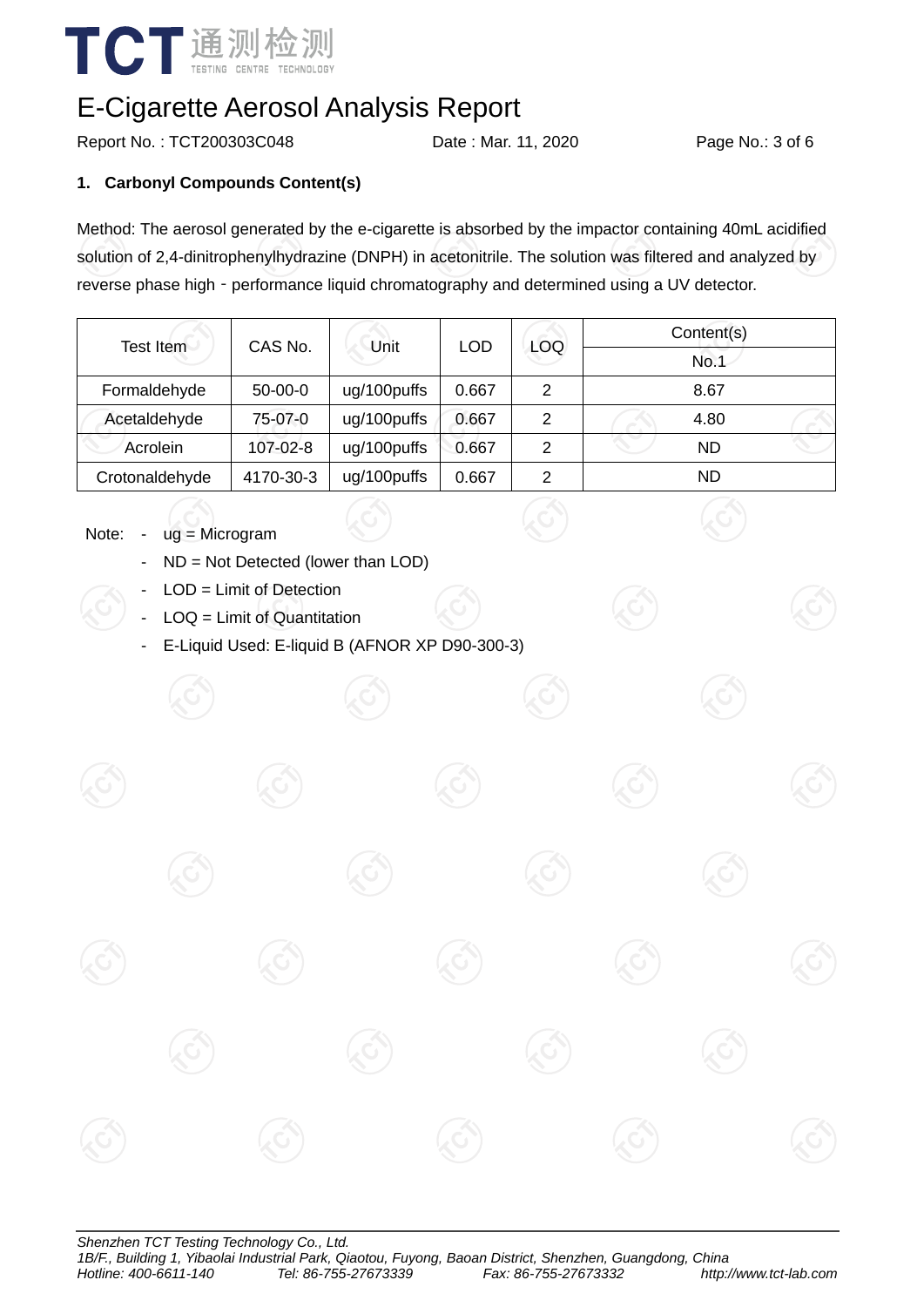# E-Cigarette Aerosol Analysis Report

Report No. : TCT200303C048    Date : Mar. 11, 2020

**1. Carbonyl Compounds Content(s)**

Method: The aerosol generated by the e-cigarette is absorbed by the impactor containing 40mL acidified solution of 2,4-dinitrophenylhydrazine (DNPH) in acetonitrile. The solution was filtered and analyzed by reverse phase high－performance liquid chromatography and determined using a UV detector.

| Test Item | CAS No. | Unit | LOD | LOQ | Content(s) |
|---|---|---|---|---|---|
| | | | | | No.1 |
| Formaldehyde | 50-00-0 | ug/100puffs | 0.667 | 2 | 8.67 |
| Acetaldehyde | 75-07-0 | ug/100puffs | 0.667 | 2 | 4.80 |
| Acrolein | 107-02-8 | ug/100puffs | 0.667 | 2 | ND |
| Crotonaldehyde | 4170-30-3 | ug/100puffs | 0.667 | 2 | ND |

Note:
- ug = Microgram
- ND = Not Detected (lower than LOD)
- LOD = Limit of Detection
- LOQ = Limit of Quantitation
- E-Liquid Used: E-liquid B (AFNOR XP D90-300-3)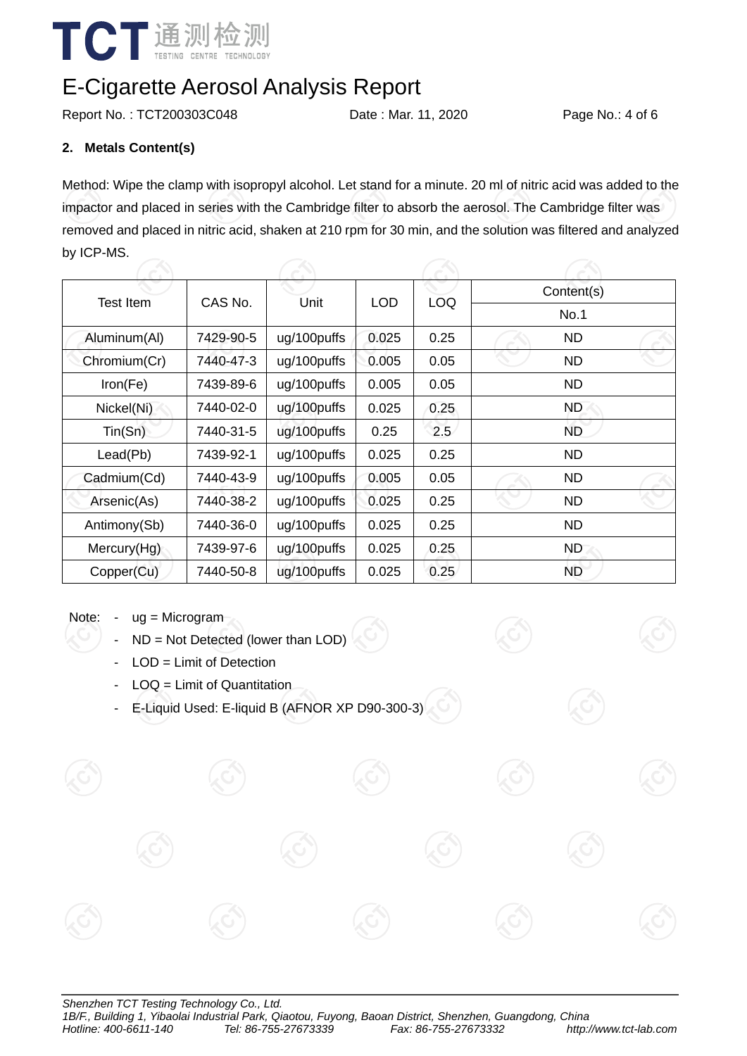# E-Cigarette Aerosol Analysis Report

Report No. : TCT200303C048 Date : Mar. 11, 2020

## 2. Metals Content(s)

Method: Wipe the clamp with isopropyl alcohol. Let stand for a minute. 20 ml of nitric acid was added to the impactor and placed in series with the Cambridge filter to absorb the aerosol. The Cambridge filter was removed and placed in nitric acid, shaken at 210 rpm for 30 min, and the solution was filtered and analyzed by ICP-MS.

| Test Item | CAS No. | Unit | LOD | LOQ | Content(s) |
|---|---|---|---|---|---|
| | | | | | No.1 |
| Aluminum(Al) | 7429-90-5 | ug/100puffs | 0.025 | 0.25 | ND |
| Chromium(Cr) | 7440-47-3 | ug/100puffs | 0.005 | 0.05 | ND |
| Iron(Fe) | 7439-89-6 | ug/100puffs | 0.005 | 0.05 | ND |
| Nickel(Ni) | 7440-02-0 | ug/100puffs | 0.025 | 0.25 | ND |
| Tin(Sn) | 7440-31-5 | ug/100puffs | 0.25 | 2.5 | ND |
| Lead(Pb) | 7439-92-1 | ug/100puffs | 0.025 | 0.25 | ND |
| Cadmium(Cd) | 7440-43-9 | ug/100puffs | 0.005 | 0.05 | ND |
| Arsenic(As) | 7440-38-2 | ug/100puffs | 0.025 | 0.25 | ND |
| Antimony(Sb) | 7440-36-0 | ug/100puffs | 0.025 | 0.25 | ND |
| Mercury(Hg) | 7439-97-6 | ug/100puffs | 0.025 | 0.25 | ND |
| Copper(Cu) | 7440-50-8 | ug/100puffs | 0.025 | 0.25 | ND |

Note:
- ug = Microgram
- ND = Not Detected (lower than LOD)
- LOD = Limit of Detection
- LOQ = Limit of Quantitation
- E-Liquid Used: E-liquid B (AFNOR XP D90-300-3)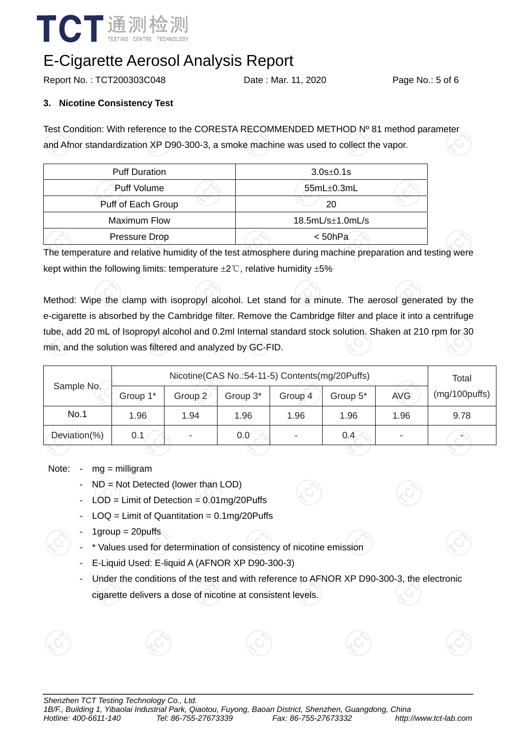# E-Cigarette Aerosol Analysis Report

Report No. : TCT200303C048 Date : Mar. 11, 2020

### 3. Nicotine Consistency Test

Test Condition: With reference to the CORESTA RECOMMENDED METHOD Nº 81 method parameter and Afnor standardization XP D90-300-3, a smoke machine was used to collect the vapor.

| Puff Duration | 3.0s±0.1s |
|---|---|
| Puff Volume | 55mL±0.3mL |
| Puff of Each Group | 20 |
| Maximum Flow | 18.5mL/s±1.0mL/s |
| Pressure Drop | < 50hPa |

The temperature and relative humidity of the test atmosphere during machine preparation and testing were kept within the following limits: temperature ±2℃, relative humidity ±5%

Method: Wipe the clamp with isopropyl alcohol. Let stand for a minute. The aerosol generated by the e-cigarette is absorbed by the Cambridge filter. Remove the Cambridge filter and place it into a centrifuge tube, add 20 mL of Isopropyl alcohol and 0.2ml Internal standard stock solution. Shaken at 210 rpm for 30 min, and the solution was filtered and analyzed by GC-FID.

| Sample No. | Nicotine(CAS No.:54-11-5) Contents(mg/20Puffs) | | | | | | Total (mg/100puffs) |
|---|---|---|---|---|---|---|---|
| | Group 1* | Group 2 | Group 3* | Group 4 | Group 5* | AVG | |
| No.1 | 1.96 | 1.94 | 1.96 | 1.96 | 1.96 | 1.96 | 9.78 |
| Deviation(%) | 0.1 | - | 0.0 | - | 0.4 | - | - |

Note:
- mg = milligram
- ND = Not Detected (lower than LOD)
- LOD = Limit of Detection = 0.01mg/20Puffs
- LOQ = Limit of Quantitation = 0.1mg/20Puffs
- 1group = 20puffs
- * Values used for determination of consistency of nicotine emission
- E-Liquid Used: E-liquid A (AFNOR XP D90-300-3)
- Under the conditions of the test and with reference to AFNOR XP D90-300-3, the electronic cigarette delivers a dose of nicotine at consistent levels.

*Shenzhen TCT Testing Technology Co., Ltd.*
*1B/F., Building 1, Yibaolai Industrial Park, Qiaotou, Fuyong, Baoan District, Shenzhen, Guangdong, China*
*Hotline: 400-6611-140 Tel: 86-755-27673339 Fax: 86-755-27673332 http://www.tct-lab.com*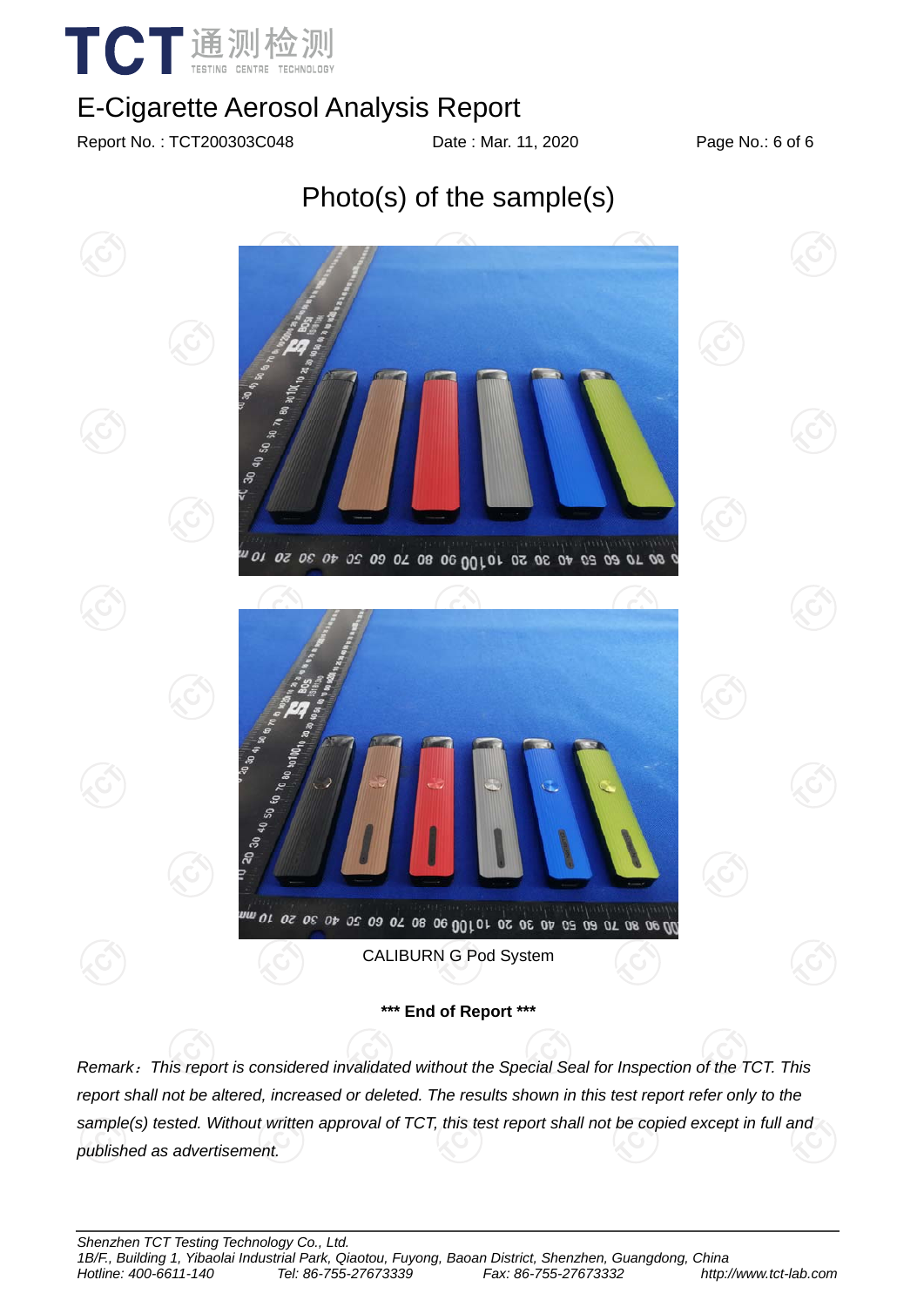# E-Cigarette Aerosol Analysis Report

Report No. : TCT200303C048 Date : Mar. 11, 2020

## Photo(s) of the sample(s)

CALIBURN G Pod System

**\*\*\* End of Report \*\*\***

*Remark：This report is considered invalidated without the Special Seal for Inspection of the TCT. This report shall not be altered, increased or deleted. The results shown in this test report refer only to the sample(s) tested. Without written approval of TCT, this test report shall not be copied except in full and published as advertisement.*

*Shenzhen TCT Testing Technology Co., Ltd.*
*1B/F., Building 1, Yibaolai Industrial Park, Qiaotou, Fuyong, Baoan District, Shenzhen, Guangdong, China*
*Hotline: 400-6611-140 Tel: 86-755-27673339 Fax: 86-755-27673332 http://www.tct-lab.com*